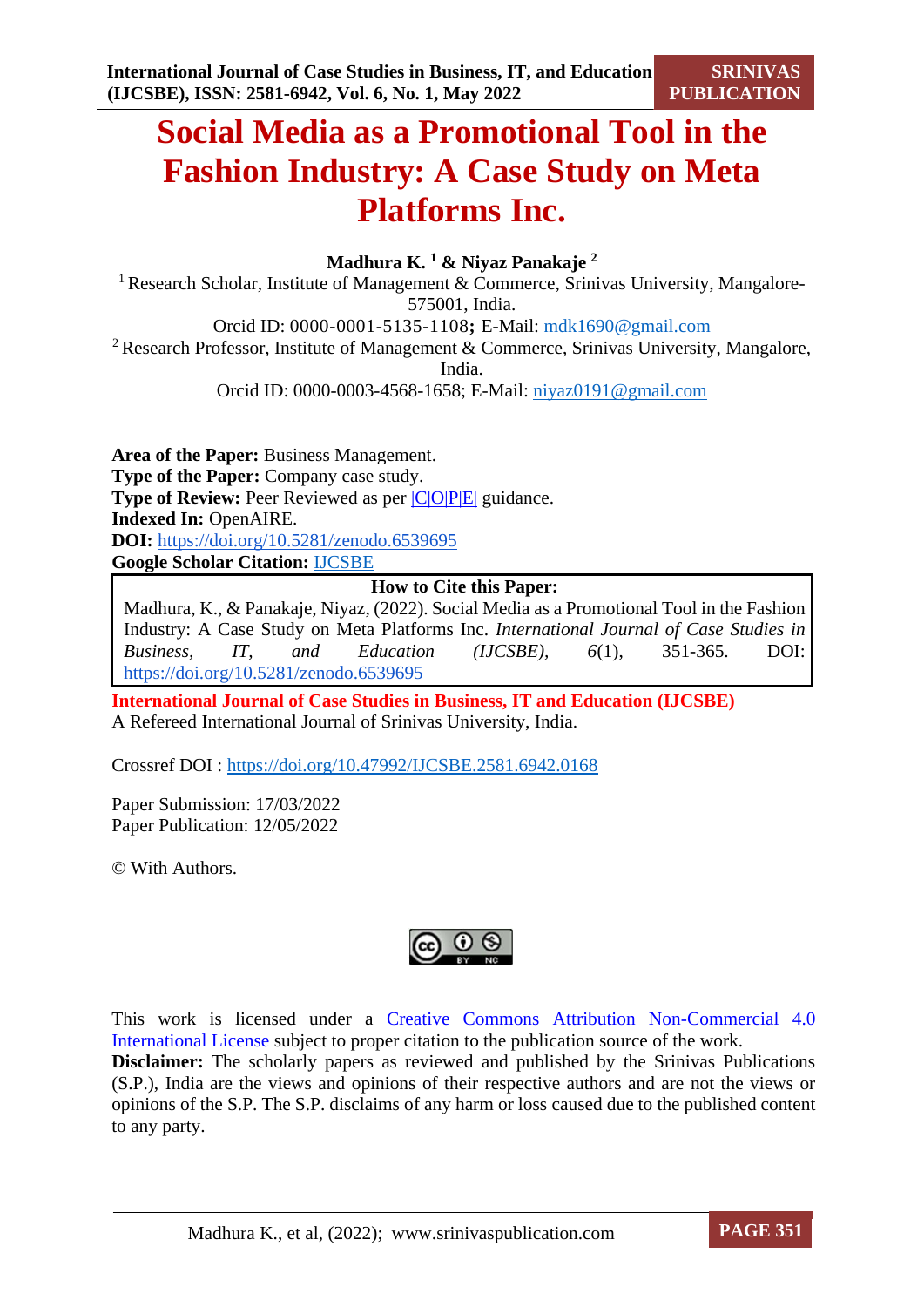# Social Media as a Promotional Tool in the Fashion Industry: A Case Study on Meta Platforms Inc.

**Madhura K.** [1] **& Niyaz Panakaje** [2]

[1] Research Scholar, Institute of Management & Commerce, Srinivas University, Mangalore-575001, India.
Orcid ID: 0000-0001-5135-1108**;** E-Mail: mdk1690@gmail.com

[2] Research Professor, Institute of Management & Commerce, Srinivas University, Mangalore, India.
Orcid ID: 0000-0003-4568-1658; E-Mail: niyaz0191@gmail.com

**Area of the Paper:** Business Management.
**Type of the Paper:** Company case study.
**Type of Review:** Peer Reviewed as per |C|O|P|E| guidance.
**Indexed In:** OpenAIRE.
**DOI:** https://doi.org/10.5281/zenodo.6539695
**Google Scholar Citation:** IJCSBE

| **How to Cite this Paper:** |
| --- |
| Madhura, K., & Panakaje, Niyaz, (2022). Social Media as a Promotional Tool in the Fashion Industry: A Case Study on Meta Platforms Inc. *International Journal of Case Studies in Business, IT, and Education (IJCSBE)*, *6*(1), 351-365. DOI: https://doi.org/10.5281/zenodo.6539695 |

**International Journal of Case Studies in Business, IT and Education (IJCSBE)**
A Refereed International Journal of Srinivas University, India.

Crossref DOI : https://doi.org/10.47992/IJCSBE.2581.6942.0168

Paper Submission: 17/03/2022
Paper Publication: 12/05/2022

© With Authors.

This work is licensed under a Creative Commons Attribution Non-Commercial 4.0 International License subject to proper citation to the publication source of the work.

**Disclaimer:** The scholarly papers as reviewed and published by the Srinivas Publications (S.P.), India are the views and opinions of their respective authors and are not the views or opinions of the S.P. The S.P. disclaims of any harm or loss caused due to the published content to any party.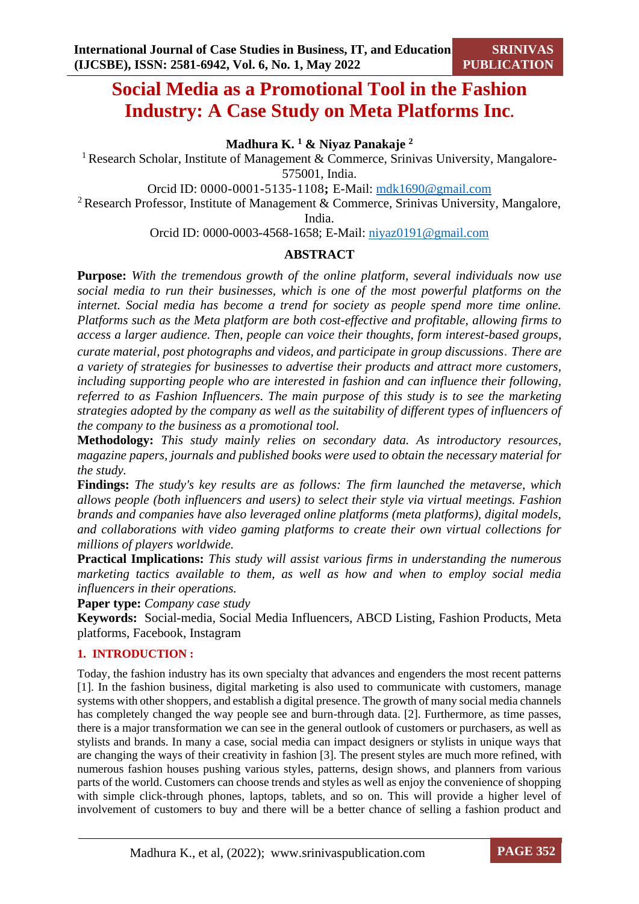# Social Media as a Promotional Tool in the Fashion Industry: A Case Study on Meta Platforms Inc.

**Madhura K.** [1] **& Niyaz Panakaje** [2]

[1] Research Scholar, Institute of Management & Commerce, Srinivas University, Mangalore-575001, India.

Orcid ID: 0000-0001-5135-1108**;** E-Mail: mdk1690@gmail.com

[2] Research Professor, Institute of Management & Commerce, Srinivas University, Mangalore, India.

Orcid ID: 0000-0003-4568-1658; E-Mail: niyaz0191@gmail.com

## ABSTRACT

**Purpose:** *With the tremendous growth of the online platform, several individuals now use social media to run their businesses, which is one of the most powerful platforms on the internet. Social media has become a trend for society as people spend more time online. Platforms such as the Meta platform are both cost-effective and profitable, allowing firms to access a larger audience. Then, people can voice their thoughts, form interest-based groups, curate material, post photographs and videos, and participate in group discussions. There are a variety of strategies for businesses to advertise their products and attract more customers, including supporting people who are interested in fashion and can influence their following, referred to as Fashion Influencers. The main purpose of this study is to see the marketing strategies adopted by the company as well as the suitability of different types of influencers of the company to the business as a promotional tool.*

**Methodology:** *This study mainly relies on secondary data. As introductory resources, magazine papers, journals and published books were used to obtain the necessary material for the study.*

**Findings:** *The study's key results are as follows: The firm launched the metaverse, which allows people (both influencers and users) to select their style via virtual meetings. Fashion brands and companies have also leveraged online platforms (meta platforms), digital models, and collaborations with video gaming platforms to create their own virtual collections for millions of players worldwide.*

**Practical Implications:** *This study will assist various firms in understanding the numerous marketing tactics available to them, as well as how and when to employ social media influencers in their operations.*

**Paper type:** *Company case study*

**Keywords:** Social-media, Social Media Influencers, ABCD Listing, Fashion Products, Meta platforms, Facebook, Instagram

## 1. INTRODUCTION :

Today, the fashion industry has its own specialty that advances and engenders the most recent patterns [1]. In the fashion business, digital marketing is also used to communicate with customers, manage systems with other shoppers, and establish a digital presence. The growth of many social media channels has completely changed the way people see and burn-through data. [2]. Furthermore, as time passes, there is a major transformation we can see in the general outlook of customers or purchasers, as well as stylists and brands. In many a case, social media can impact designers or stylists in unique ways that are changing the ways of their creativity in fashion [3]. The present styles are much more refined, with numerous fashion houses pushing various styles, patterns, design shows, and planners from various parts of the world. Customers can choose trends and styles as well as enjoy the convenience of shopping with simple click-through phones, laptops, tablets, and so on. This will provide a higher level of involvement of customers to buy and there will be a better chance of selling a fashion product and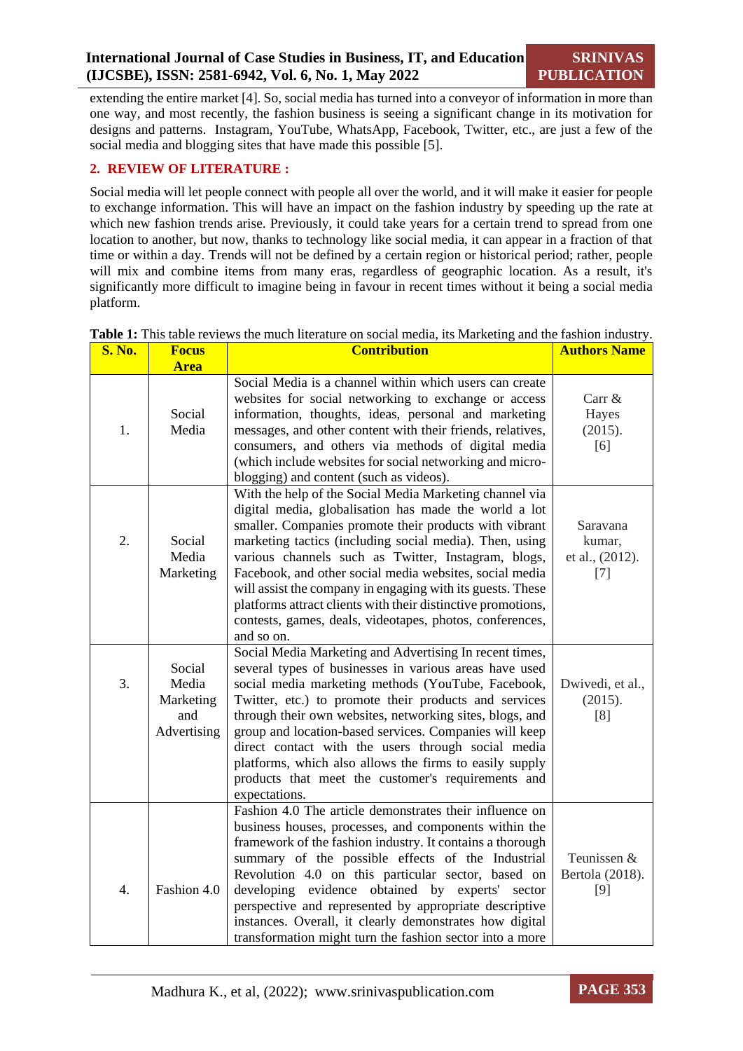extending the entire market [4]. So, social media has turned into a conveyor of information in more than one way, and most recently, the fashion business is seeing a significant change in its motivation for designs and patterns. Instagram, YouTube, WhatsApp, Facebook, Twitter, etc., are just a few of the social media and blogging sites that have made this possible [5].

## 2. REVIEW OF LITERATURE :

Social media will let people connect with people all over the world, and it will make it easier for people to exchange information. This will have an impact on the fashion industry by speeding up the rate at which new fashion trends arise. Previously, it could take years for a certain trend to spread from one location to another, but now, thanks to technology like social media, it can appear in a fraction of that time or within a day. Trends will not be defined by a certain region or historical period; rather, people will mix and combine items from many eras, regardless of geographic location. As a result, it's significantly more difficult to imagine being in favour in recent times without it being a social media platform.

**Table 1:** This table reviews the much literature on social media, its Marketing and the fashion industry.

| S. No. | Focus Area | Contribution | Authors Name |
|---|---|---|---|
| 1. | Social Media | Social Media is a channel within which users can create websites for social networking to exchange or access information, thoughts, ideas, personal and marketing messages, and other content with their friends, relatives, consumers, and others via methods of digital media (which include websites for social networking and micro-blogging) and content (such as videos). | Carr & Hayes (2015). [6] |
| 2. | Social Media Marketing | With the help of the Social Media Marketing channel via digital media, globalisation has made the world a lot smaller. Companies promote their products with vibrant marketing tactics (including social media). Then, using various channels such as Twitter, Instagram, blogs, Facebook, and other social media websites, social media will assist the company in engaging with its guests. These platforms attract clients with their distinctive promotions, contests, games, deals, videotapes, photos, conferences, and so on. | Saravana kumar, et al., (2012). [7] |
| 3. | Social Media Marketing and Advertising | Social Media Marketing and Advertising In recent times, several types of businesses in various areas have used social media marketing methods (YouTube, Facebook, Twitter, etc.) to promote their products and services through their own websites, networking sites, blogs, and group and location-based services. Companies will keep direct contact with the users through social media platforms, which also allows the firms to easily supply products that meet the customer's requirements and expectations. | Dwivedi, et al., (2015). [8] |
| 4. | Fashion 4.0 | Fashion 4.0 The article demonstrates their influence on business houses, processes, and components within the framework of the fashion industry. It contains a thorough summary of the possible effects of the Industrial Revolution 4.0 on this particular sector, based on developing evidence obtained by experts' sector perspective and represented by appropriate descriptive instances. Overall, it clearly demonstrates how digital transformation might turn the fashion sector into a more | Teunissen & Bertola (2018). [9] |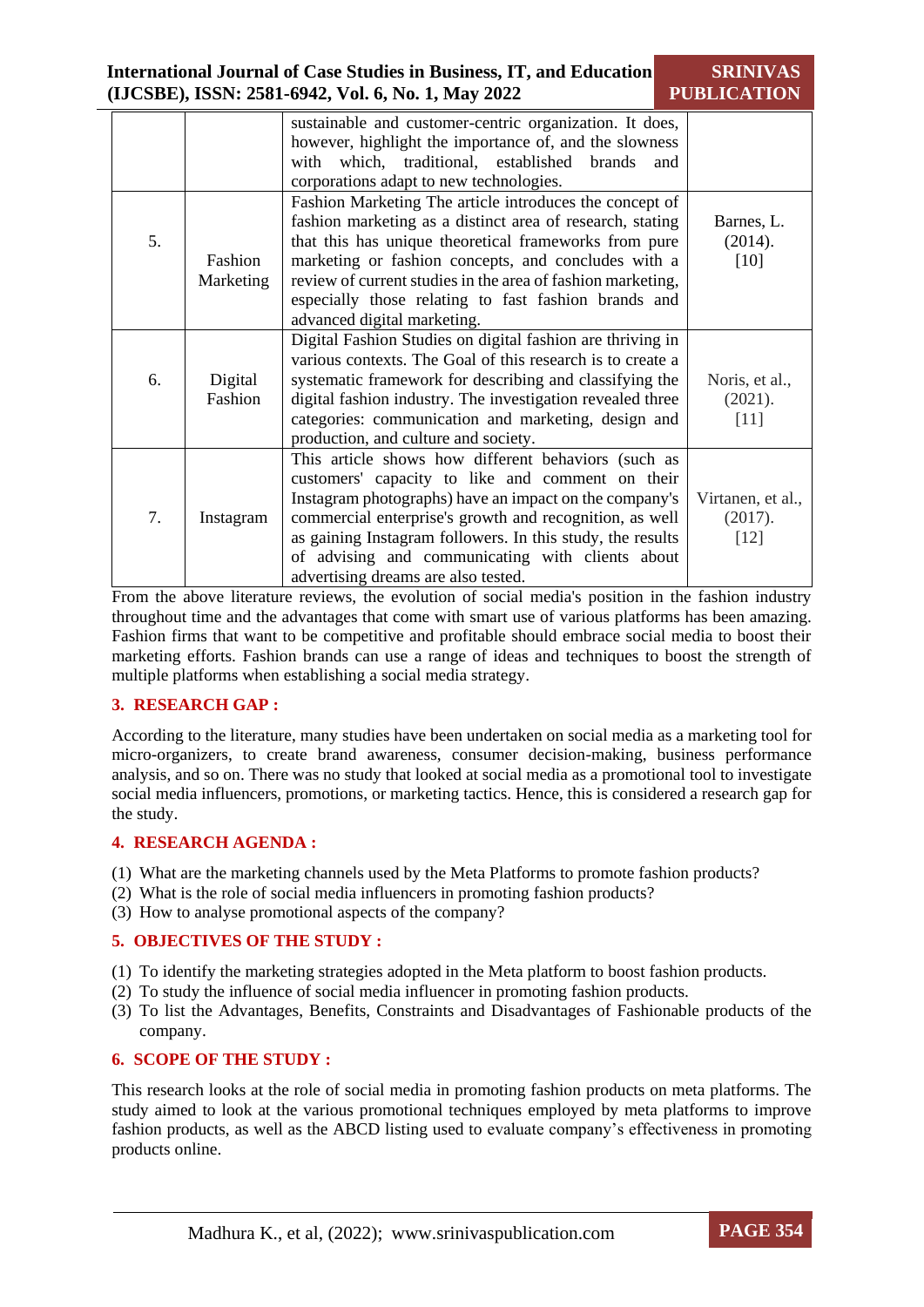| | | | |
|---|---|---|---|
| | | sustainable and customer-centric organization. It does, however, highlight the importance of, and the slowness with which, traditional, established brands and corporations adapt to new technologies. | |
| 5. | Fashion Marketing | Fashion Marketing The article introduces the concept of fashion marketing as a distinct area of research, stating that this has unique theoretical frameworks from pure marketing or fashion concepts, and concludes with a review of current studies in the area of fashion marketing, especially those relating to fast fashion brands and advanced digital marketing. | Barnes, L. (2014). [10] |
| 6. | Digital Fashion | Digital Fashion Studies on digital fashion are thriving in various contexts. The Goal of this research is to create a systematic framework for describing and classifying the digital fashion industry. The investigation revealed three categories: communication and marketing, design and production, and culture and society. | Noris, et al., (2021). [11] |
| 7. | Instagram | This article shows how different behaviors (such as customers' capacity to like and comment on their Instagram photographs) have an impact on the company's commercial enterprise's growth and recognition, as well as gaining Instagram followers. In this study, the results of advising and communicating with clients about advertising dreams are also tested. | Virtanen, et al., (2017). [12] |

From the above literature reviews, the evolution of social media's position in the fashion industry throughout time and the advantages that come with smart use of various platforms has been amazing. Fashion firms that want to be competitive and profitable should embrace social media to boost their marketing efforts. Fashion brands can use a range of ideas and techniques to boost the strength of multiple platforms when establishing a social media strategy.

## 3. RESEARCH GAP :

According to the literature, many studies have been undertaken on social media as a marketing tool for micro-organizers, to create brand awareness, consumer decision-making, business performance analysis, and so on. There was no study that looked at social media as a promotional tool to investigate social media influencers, promotions, or marketing tactics. Hence, this is considered a research gap for the study.

## 4. RESEARCH AGENDA :

(1) What are the marketing channels used by the Meta Platforms to promote fashion products?
(2) What is the role of social media influencers in promoting fashion products?
(3) How to analyse promotional aspects of the company?

## 5. OBJECTIVES OF THE STUDY :

(1) To identify the marketing strategies adopted in the Meta platform to boost fashion products.
(2) To study the influence of social media influencer in promoting fashion products.
(3) To list the Advantages, Benefits, Constraints and Disadvantages of Fashionable products of the company.

## 6. SCOPE OF THE STUDY :

This research looks at the role of social media in promoting fashion products on meta platforms. The study aimed to look at the various promotional techniques employed by meta platforms to improve fashion products, as well as the ABCD listing used to evaluate company's effectiveness in promoting products online.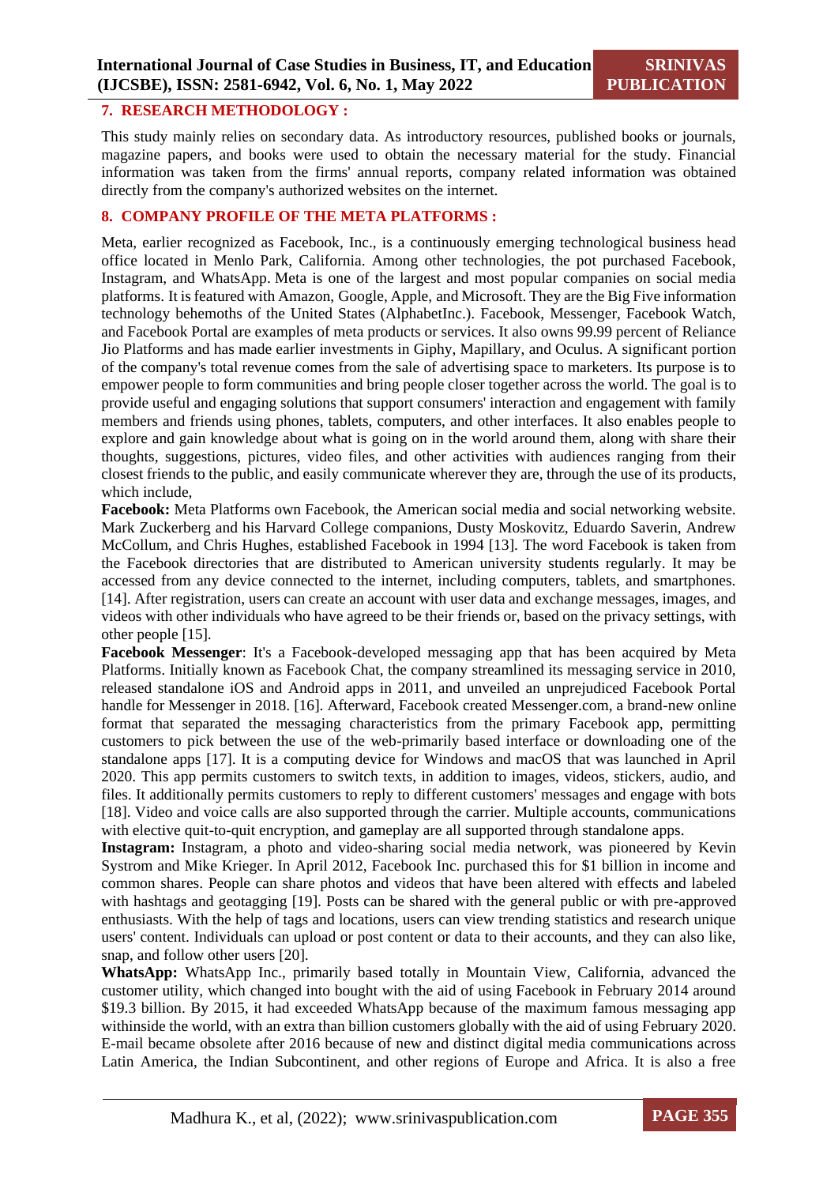## 7. RESEARCH METHODOLOGY :

This study mainly relies on secondary data. As introductory resources, published books or journals, magazine papers, and books were used to obtain the necessary material for the study. Financial information was taken from the firms' annual reports, company related information was obtained directly from the company's authorized websites on the internet.

## 8. COMPANY PROFILE OF THE META PLATFORMS :

Meta, earlier recognized as Facebook, Inc., is a continuously emerging technological business head office located in Menlo Park, California. Among other technologies, the pot purchased Facebook, Instagram, and WhatsApp. Meta is one of the largest and most popular companies on social media platforms. It is featured with Amazon, Google, Apple, and Microsoft. They are the Big Five information technology behemoths of the United States (AlphabetInc.). Facebook, Messenger, Facebook Watch, and Facebook Portal are examples of meta products or services. It also owns 99.99 percent of Reliance Jio Platforms and has made earlier investments in Giphy, Mapillary, and Oculus. A significant portion of the company's total revenue comes from the sale of advertising space to marketers. Its purpose is to empower people to form communities and bring people closer together across the world. The goal is to provide useful and engaging solutions that support consumers' interaction and engagement with family members and friends using phones, tablets, computers, and other interfaces. It also enables people to explore and gain knowledge about what is going on in the world around them, along with share their thoughts, suggestions, pictures, video files, and other activities with audiences ranging from their closest friends to the public, and easily communicate wherever they are, through the use of its products, which include,

**Facebook:** Meta Platforms own Facebook, the American social media and social networking website. Mark Zuckerberg and his Harvard College companions, Dusty Moskovitz, Eduardo Saverin, Andrew McCollum, and Chris Hughes, established Facebook in 1994 [13]. The word Facebook is taken from the Facebook directories that are distributed to American university students regularly. It may be accessed from any device connected to the internet, including computers, tablets, and smartphones. [14]. After registration, users can create an account with user data and exchange messages, images, and videos with other individuals who have agreed to be their friends or, based on the privacy settings, with other people [15].

**Facebook Messenger**: It's a Facebook-developed messaging app that has been acquired by Meta Platforms. Initially known as Facebook Chat, the company streamlined its messaging service in 2010, released standalone iOS and Android apps in 2011, and unveiled an unprejudiced Facebook Portal handle for Messenger in 2018. [16]. Afterward, Facebook created Messenger.com, a brand-new online format that separated the messaging characteristics from the primary Facebook app, permitting customers to pick between the use of the web-primarily based interface or downloading one of the standalone apps [17]. It is a computing device for Windows and macOS that was launched in April 2020. This app permits customers to switch texts, in addition to images, videos, stickers, audio, and files. It additionally permits customers to reply to different customers' messages and engage with bots [18]. Video and voice calls are also supported through the carrier. Multiple accounts, communications with elective quit-to-quit encryption, and gameplay are all supported through standalone apps.

**Instagram:** Instagram, a photo and video-sharing social media network, was pioneered by Kevin Systrom and Mike Krieger. In April 2012, Facebook Inc. purchased this for $1 billion in income and common shares. People can share photos and videos that have been altered with effects and labeled with hashtags and geotagging [19]. Posts can be shared with the general public or with pre-approved enthusiasts. With the help of tags and locations, users can view trending statistics and research unique users' content. Individuals can upload or post content or data to their accounts, and they can also like, snap, and follow other users [20].

**WhatsApp:** WhatsApp Inc., primarily based totally in Mountain View, California, advanced the customer utility, which changed into bought with the aid of using Facebook in February 2014 around $19.3 billion. By 2015, it had exceeded WhatsApp because of the maximum famous messaging app withinside the world, with an extra than billion customers globally with the aid of using February 2020. E-mail became obsolete after 2016 because of new and distinct digital media communications across Latin America, the Indian Subcontinent, and other regions of Europe and Africa. It is also a free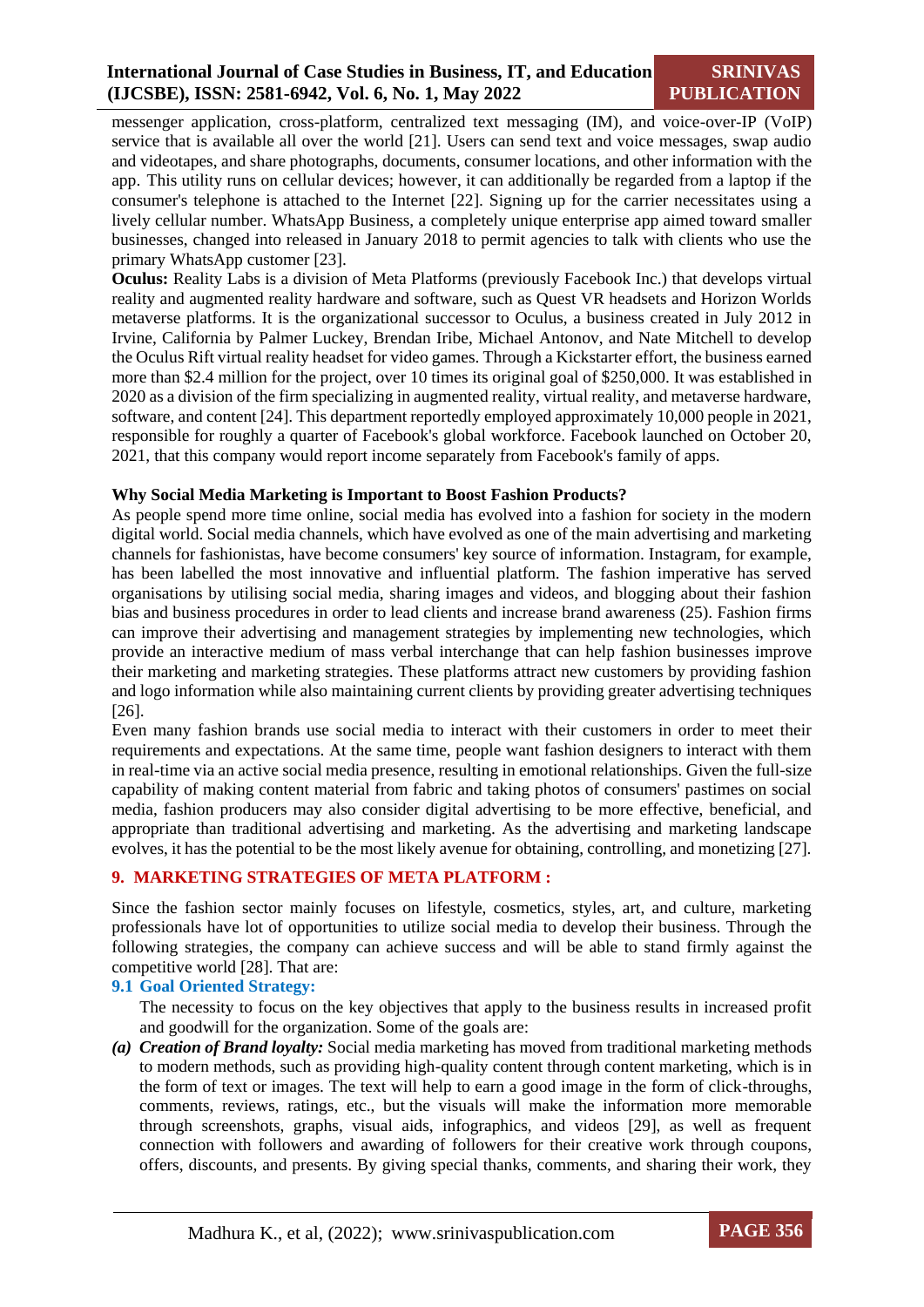messenger application, cross-platform, centralized text messaging (IM), and voice-over-IP (VoIP) service that is available all over the world [21]. Users can send text and voice messages, swap audio and videotapes, and share photographs, documents, consumer locations, and other information with the app. This utility runs on cellular devices; however, it can additionally be regarded from a laptop if the consumer's telephone is attached to the Internet [22]. Signing up for the carrier necessitates using a lively cellular number. WhatsApp Business, a completely unique enterprise app aimed toward smaller businesses, changed into released in January 2018 to permit agencies to talk with clients who use the primary WhatsApp customer [23].

**Oculus:** Reality Labs is a division of Meta Platforms (previously Facebook Inc.) that develops virtual reality and augmented reality hardware and software, such as Quest VR headsets and Horizon Worlds metaverse platforms. It is the organizational successor to Oculus, a business created in July 2012 in Irvine, California by Palmer Luckey, Brendan Iribe, Michael Antonov, and Nate Mitchell to develop the Oculus Rift virtual reality headset for video games. Through a Kickstarter effort, the business earned more than $2.4 million for the project, over 10 times its original goal of $250,000. It was established in 2020 as a division of the firm specializing in augmented reality, virtual reality, and metaverse hardware, software, and content [24]. This department reportedly employed approximately 10,000 people in 2021, responsible for roughly a quarter of Facebook's global workforce. Facebook launched on October 20, 2021, that this company would report income separately from Facebook's family of apps.

**Why Social Media Marketing is Important to Boost Fashion Products?**

As people spend more time online, social media has evolved into a fashion for society in the modern digital world. Social media channels, which have evolved as one of the main advertising and marketing channels for fashionistas, have become consumers' key source of information. Instagram, for example, has been labelled the most innovative and influential platform. The fashion imperative has served organisations by utilising social media, sharing images and videos, and blogging about their fashion bias and business procedures in order to lead clients and increase brand awareness (25). Fashion firms can improve their advertising and management strategies by implementing new technologies, which provide an interactive medium of mass verbal interchange that can help fashion businesses improve their marketing and marketing strategies. These platforms attract new customers by providing fashion and logo information while also maintaining current clients by providing greater advertising techniques [26].

Even many fashion brands use social media to interact with their customers in order to meet their requirements and expectations. At the same time, people want fashion designers to interact with them in real-time via an active social media presence, resulting in emotional relationships. Given the full-size capability of making content material from fabric and taking photos of consumers' pastimes on social media, fashion producers may also consider digital advertising to be more effective, beneficial, and appropriate than traditional advertising and marketing. As the advertising and marketing landscape evolves, it has the potential to be the most likely avenue for obtaining, controlling, and monetizing [27].

## 9. MARKETING STRATEGIES OF META PLATFORM :

Since the fashion sector mainly focuses on lifestyle, cosmetics, styles, art, and culture, marketing professionals have lot of opportunities to utilize social media to develop their business. Through the following strategies, the company can achieve success and will be able to stand firmly against the competitive world [28]. That are:

### 9.1 Goal Oriented Strategy:

The necessity to focus on the key objectives that apply to the business results in increased profit and goodwill for the organization. Some of the goals are:

***(a) Creation of Brand loyalty:*** Social media marketing has moved from traditional marketing methods to modern methods, such as providing high-quality content through content marketing, which is in the form of text or images. The text will help to earn a good image in the form of click-throughs, comments, reviews, ratings, etc., but the visuals will make the information more memorable through screenshots, graphs, visual aids, infographics, and videos [29], as well as frequent connection with followers and awarding of followers for their creative work through coupons, offers, discounts, and presents. By giving special thanks, comments, and sharing their work, they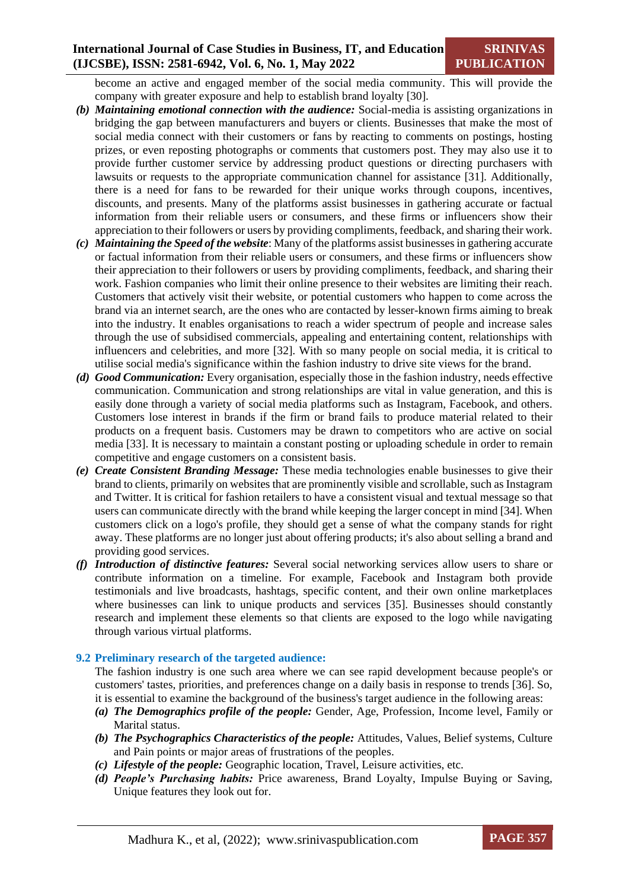become an active and engaged member of the social media community. This will provide the company with greater exposure and help to establish brand loyalty [30].

**(b)** ***Maintaining emotional connection with the audience:*** Social-media is assisting organizations in bridging the gap between manufacturers and buyers or clients. Businesses that make the most of social media connect with their customers or fans by reacting to comments on postings, hosting prizes, or even reposting photographs or comments that customers post. They may also use it to provide further customer service by addressing product questions or directing purchasers with lawsuits or requests to the appropriate communication channel for assistance [31]. Additionally, there is a need for fans to be rewarded for their unique works through coupons, incentives, discounts, and presents. Many of the platforms assist businesses in gathering accurate or factual information from their reliable users or consumers, and these firms or influencers show their appreciation to their followers or users by providing compliments, feedback, and sharing their work.

**(c)** ***Maintaining the Speed of the website***: Many of the platforms assist businesses in gathering accurate or factual information from their reliable users or consumers, and these firms or influencers show their appreciation to their followers or users by providing compliments, feedback, and sharing their work. Fashion companies who limit their online presence to their websites are limiting their reach. Customers that actively visit their website, or potential customers who happen to come across the brand via an internet search, are the ones who are contacted by lesser-known firms aiming to break into the industry. It enables organisations to reach a wider spectrum of people and increase sales through the use of subsidised commercials, appealing and entertaining content, relationships with influencers and celebrities, and more [32]. With so many people on social media, it is critical to utilise social media's significance within the fashion industry to drive site views for the brand.

**(d)** ***Good Communication:*** Every organisation, especially those in the fashion industry, needs effective communication. Communication and strong relationships are vital in value generation, and this is easily done through a variety of social media platforms such as Instagram, Facebook, and others. Customers lose interest in brands if the firm or brand fails to produce material related to their products on a frequent basis. Customers may be drawn to competitors who are active on social media [33]. It is necessary to maintain a constant posting or uploading schedule in order to remain competitive and engage customers on a consistent basis.

**(e)** ***Create Consistent Branding Message:*** These media technologies enable businesses to give their brand to clients, primarily on websites that are prominently visible and scrollable, such as Instagram and Twitter. It is critical for fashion retailers to have a consistent visual and textual message so that users can communicate directly with the brand while keeping the larger concept in mind [34]. When customers click on a logo's profile, they should get a sense of what the company stands for right away. These platforms are no longer just about offering products; it's also about selling a brand and providing good services.

**(f)** ***Introduction of distinctive features:*** Several social networking services allow users to share or contribute information on a timeline. For example, Facebook and Instagram both provide testimonials and live broadcasts, hashtags, specific content, and their own online marketplaces where businesses can link to unique products and services [35]. Businesses should constantly research and implement these elements so that clients are exposed to the logo while navigating through various virtual platforms.

### 9.2 Preliminary research of the targeted audience:

The fashion industry is one such area where we can see rapid development because people's or customers' tastes, priorities, and preferences change on a daily basis in response to trends [36]. So, it is essential to examine the background of the business's target audience in the following areas:

- **(a)** ***The Demographics profile of the people:*** Gender, Age, Profession, Income level, Family or Marital status.
- **(b)** ***The Psychographics Characteristics of the people:*** Attitudes, Values, Belief systems, Culture and Pain points or major areas of frustrations of the peoples.
- **(c)** ***Lifestyle of the people:*** Geographic location, Travel, Leisure activities, etc.
- **(d)** ***People's Purchasing habits:*** Price awareness, Brand Loyalty, Impulse Buying or Saving, Unique features they look out for.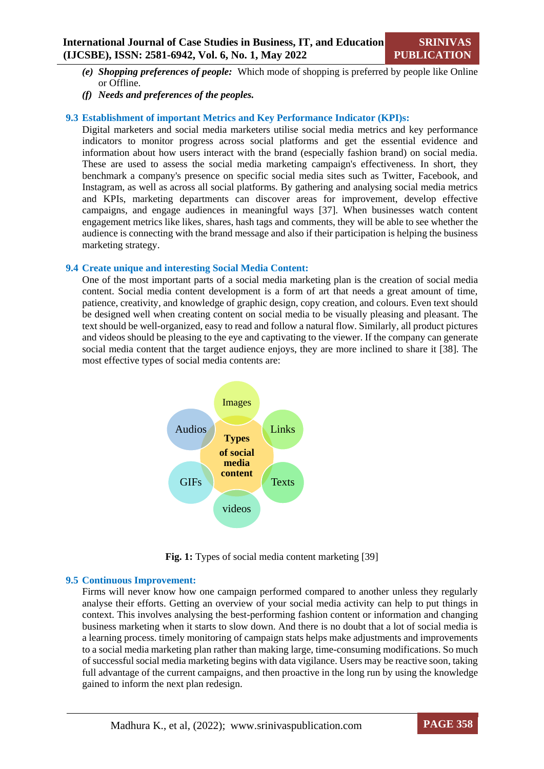*(e)* ***Shopping preferences of people:*** Which mode of shopping is preferred by people like Online or Offline.

*(f)* ***Needs and preferences of the peoples.***

### 9.3 Establishment of important Metrics and Key Performance Indicator (KPI)s:

Digital marketers and social media marketers utilise social media metrics and key performance indicators to monitor progress across social platforms and get the essential evidence and information about how users interact with the brand (especially fashion brand) on social media. These are used to assess the social media marketing campaign's effectiveness. In short, they benchmark a company's presence on specific social media sites such as Twitter, Facebook, and Instagram, as well as across all social platforms. By gathering and analysing social media metrics and KPIs, marketing departments can discover areas for improvement, develop effective campaigns, and engage audiences in meaningful ways [37]. When businesses watch content engagement metrics like likes, shares, hash tags and comments, they will be able to see whether the audience is connecting with the brand message and also if their participation is helping the business marketing strategy.

### 9.4 Create unique and interesting Social Media Content:

One of the most important parts of a social media marketing plan is the creation of social media content. Social media content development is a form of art that needs a great amount of time, patience, creativity, and knowledge of graphic design, copy creation, and colours. Even text should be designed well when creating content on social media to be visually pleasing and pleasant. The text should be well-organized, easy to read and follow a natural flow. Similarly, all product pictures and videos should be pleasing to the eye and captivating to the viewer. If the company can generate social media content that the target audience enjoys, they are more inclined to share it [38]. The most effective types of social media contents are:

Images, Links, Texts, videos, GIFs, Audios — Types of social media content

**Fig. 1:** Types of social media content marketing [39]

### 9.5 Continuous Improvement:

Firms will never know how one campaign performed compared to another unless they regularly analyse their efforts. Getting an overview of your social media activity can help to put things in context. This involves analysing the best-performing fashion content or information and changing business marketing when it starts to slow down. And there is no doubt that a lot of social media is a learning process. timely monitoring of campaign stats helps make adjustments and improvements to a social media marketing plan rather than making large, time-consuming modifications. So much of successful social media marketing begins with data vigilance. Users may be reactive soon, taking full advantage of the current campaigns, and then proactive in the long run by using the knowledge gained to inform the next plan redesign.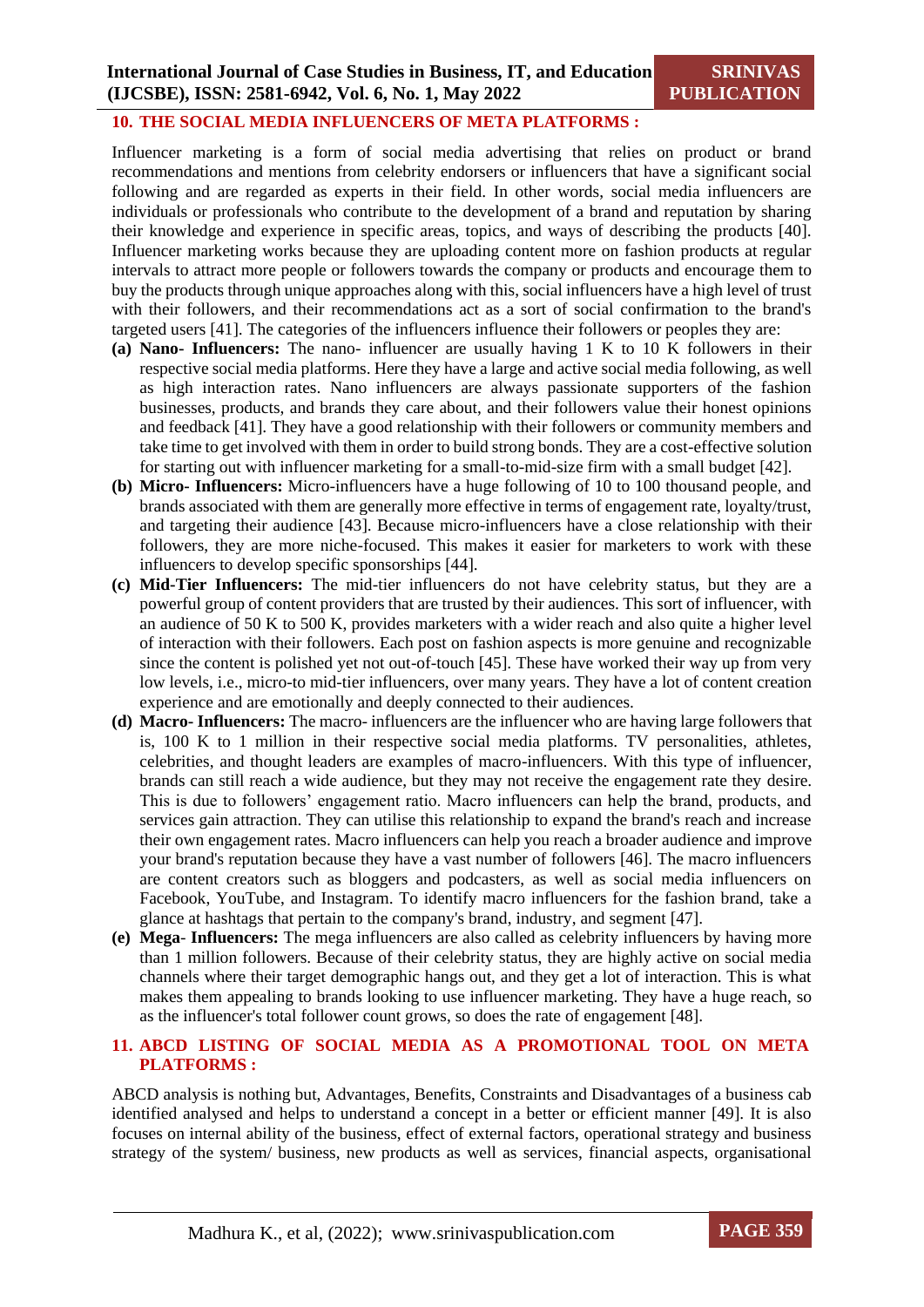## 10. THE SOCIAL MEDIA INFLUENCERS OF META PLATFORMS :

Influencer marketing is a form of social media advertising that relies on product or brand recommendations and mentions from celebrity endorsers or influencers that have a significant social following and are regarded as experts in their field. In other words, social media influencers are individuals or professionals who contribute to the development of a brand and reputation by sharing their knowledge and experience in specific areas, topics, and ways of describing the products [40]. Influencer marketing works because they are uploading content more on fashion products at regular intervals to attract more people or followers towards the company or products and encourage them to buy the products through unique approaches along with this, social influencers have a high level of trust with their followers, and their recommendations act as a sort of social confirmation to the brand's targeted users [41]. The categories of the influencers influence their followers or peoples they are:

**(a) Nano- Influencers:** The nano- influencer are usually having 1 K to 10 K followers in their respective social media platforms. Here they have a large and active social media following, as well as high interaction rates. Nano influencers are always passionate supporters of the fashion businesses, products, and brands they care about, and their followers value their honest opinions and feedback [41]. They have a good relationship with their followers or community members and take time to get involved with them in order to build strong bonds. They are a cost-effective solution for starting out with influencer marketing for a small-to-mid-size firm with a small budget [42].

**(b) Micro- Influencers:** Micro-influencers have a huge following of 10 to 100 thousand people, and brands associated with them are generally more effective in terms of engagement rate, loyalty/trust, and targeting their audience [43]. Because micro-influencers have a close relationship with their followers, they are more niche-focused. This makes it easier for marketers to work with these influencers to develop specific sponsorships [44].

**(c) Mid-Tier Influencers:** The mid-tier influencers do not have celebrity status, but they are a powerful group of content providers that are trusted by their audiences. This sort of influencer, with an audience of 50 K to 500 K, provides marketers with a wider reach and also quite a higher level of interaction with their followers. Each post on fashion aspects is more genuine and recognizable since the content is polished yet not out-of-touch [45]. These have worked their way up from very low levels, i.e., micro-to mid-tier influencers, over many years. They have a lot of content creation experience and are emotionally and deeply connected to their audiences.

**(d) Macro- Influencers:** The macro- influencers are the influencer who are having large followers that is, 100 K to 1 million in their respective social media platforms. TV personalities, athletes, celebrities, and thought leaders are examples of macro-influencers. With this type of influencer, brands can still reach a wide audience, but they may not receive the engagement rate they desire. This is due to followers' engagement ratio. Macro influencers can help the brand, products, and services gain attraction. They can utilise this relationship to expand the brand's reach and increase their own engagement rates. Macro influencers can help you reach a broader audience and improve your brand's reputation because they have a vast number of followers [46]. The macro influencers are content creators such as bloggers and podcasters, as well as social media influencers on Facebook, YouTube, and Instagram. To identify macro influencers for the fashion brand, take a glance at hashtags that pertain to the company's brand, industry, and segment [47].

**(e) Mega- Influencers:** The mega influencers are also called as celebrity influencers by having more than 1 million followers. Because of their celebrity status, they are highly active on social media channels where their target demographic hangs out, and they get a lot of interaction. This is what makes them appealing to brands looking to use influencer marketing. They have a huge reach, so as the influencer's total follower count grows, so does the rate of engagement [48].

## 11. ABCD LISTING OF SOCIAL MEDIA AS A PROMOTIONAL TOOL ON META PLATFORMS :

ABCD analysis is nothing but, Advantages, Benefits, Constraints and Disadvantages of a business cab identified analysed and helps to understand a concept in a better or efficient manner [49]. It is also focuses on internal ability of the business, effect of external factors, operational strategy and business strategy of the system/ business, new products as well as services, financial aspects, organisational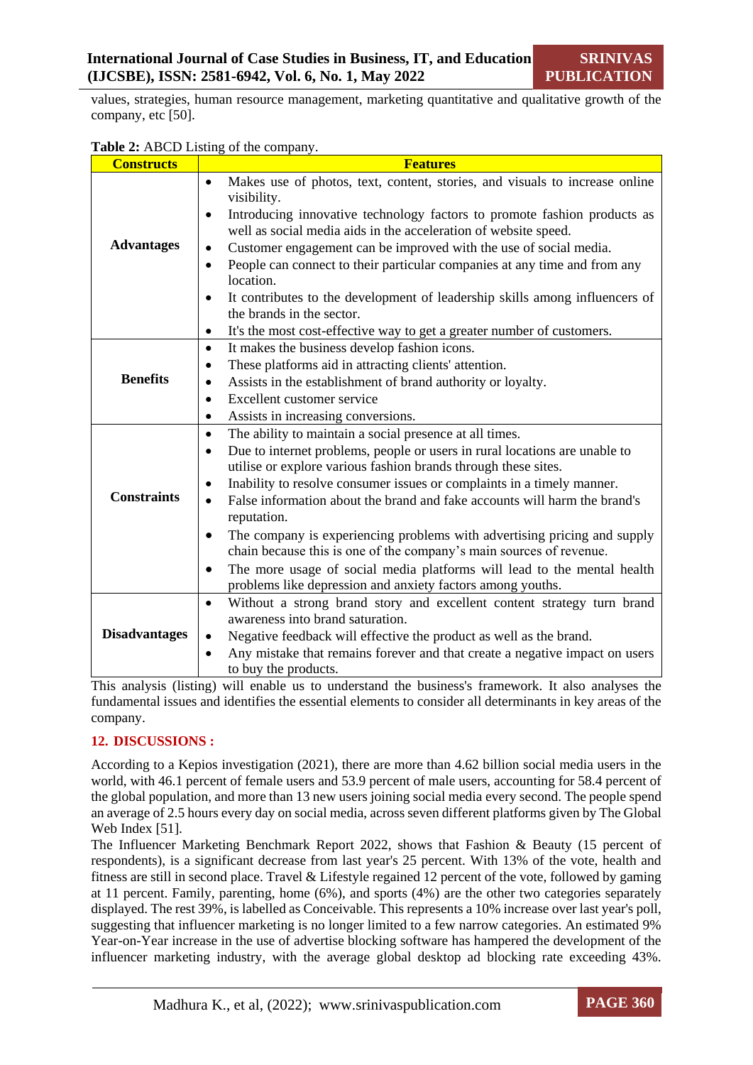values, strategies, human resource management, marketing quantitative and qualitative growth of the company, etc [50].

**Table 2:** ABCD Listing of the company.

| Constructs | Features |
|---|---|
| **Advantages** | • Makes use of photos, text, content, stories, and visuals to increase online visibility.<br>• Introducing innovative technology factors to promote fashion products as well as social media aids in the acceleration of website speed.<br>• Customer engagement can be improved with the use of social media.<br>• People can connect to their particular companies at any time and from any location.<br>• It contributes to the development of leadership skills among influencers of the brands in the sector.<br>• It's the most cost-effective way to get a greater number of customers. |
| **Benefits** | • It makes the business develop fashion icons.<br>• These platforms aid in attracting clients' attention.<br>• Assists in the establishment of brand authority or loyalty.<br>• Excellent customer service<br>• Assists in increasing conversions. |
| **Constraints** | • The ability to maintain a social presence at all times.<br>• Due to internet problems, people or users in rural locations are unable to utilise or explore various fashion brands through these sites.<br>• Inability to resolve consumer issues or complaints in a timely manner.<br>• False information about the brand and fake accounts will harm the brand's reputation.<br>• The company is experiencing problems with advertising pricing and supply chain because this is one of the company's main sources of revenue.<br>• The more usage of social media platforms will lead to the mental health problems like depression and anxiety factors among youths. |
| **Disadvantages** | • Without a strong brand story and excellent content strategy turn brand awareness into brand saturation.<br>• Negative feedback will effective the product as well as the brand.<br>• Any mistake that remains forever and that create a negative impact on users to buy the products. |

This analysis (listing) will enable us to understand the business's framework. It also analyses the fundamental issues and identifies the essential elements to consider all determinants in key areas of the company.

## 12. DISCUSSIONS :

According to a Kepios investigation (2021), there are more than 4.62 billion social media users in the world, with 46.1 percent of female users and 53.9 percent of male users, accounting for 58.4 percent of the global population, and more than 13 new users joining social media every second. The people spend an average of 2.5 hours every day on social media, across seven different platforms given by The Global Web Index [51].

The Influencer Marketing Benchmark Report 2022, shows that Fashion & Beauty (15 percent of respondents), is a significant decrease from last year's 25 percent. With 13% of the vote, health and fitness are still in second place. Travel & Lifestyle regained 12 percent of the vote, followed by gaming at 11 percent. Family, parenting, home (6%), and sports (4%) are the other two categories separately displayed. The rest 39%, is labelled as Conceivable. This represents a 10% increase over last year's poll, suggesting that influencer marketing is no longer limited to a few narrow categories. An estimated 9% Year-on-Year increase in the use of advertise blocking software has hampered the development of the influencer marketing industry, with the average global desktop ad blocking rate exceeding 43%.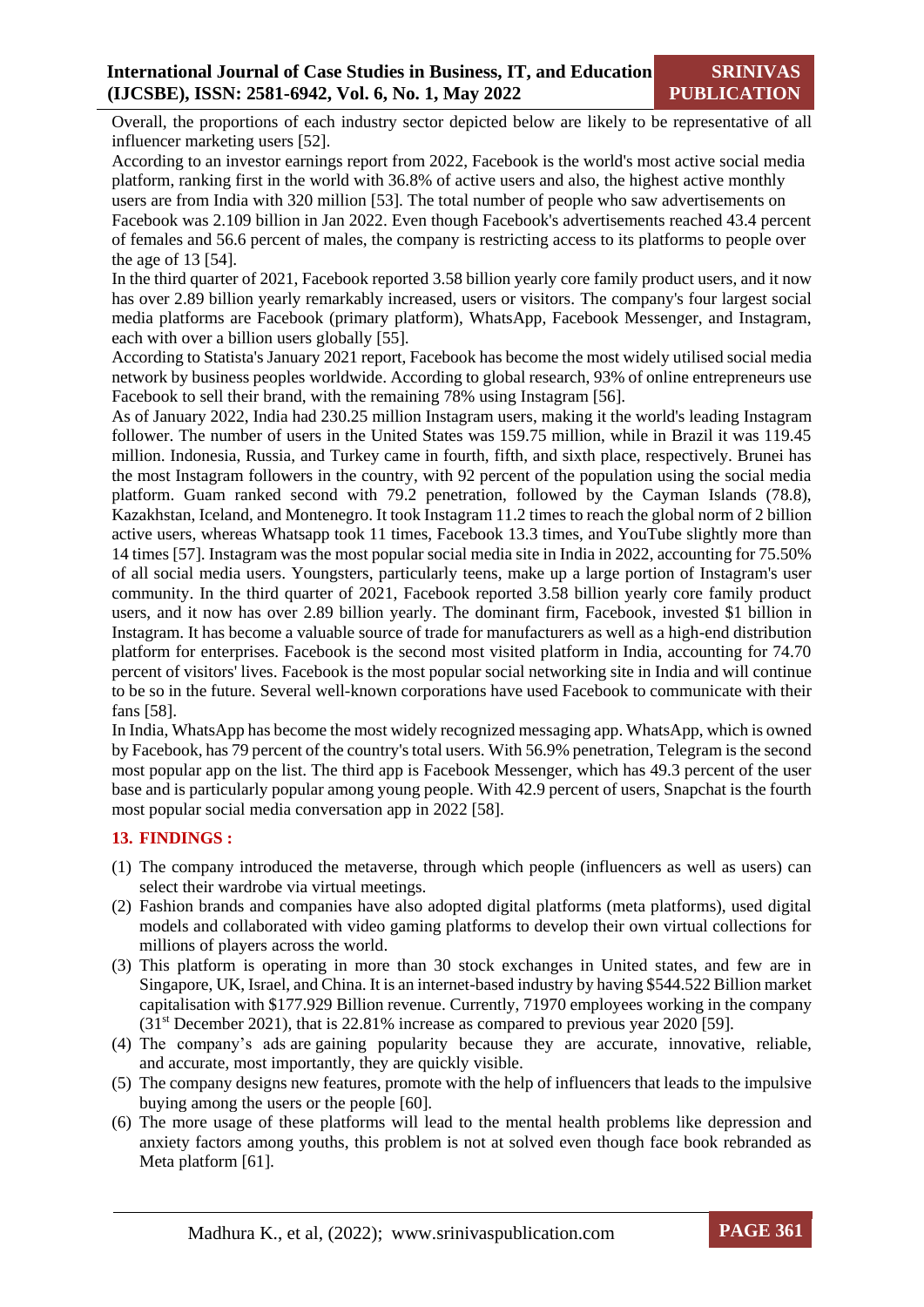Overall, the proportions of each industry sector depicted below are likely to be representative of all influencer marketing users [52].

According to an investor earnings report from 2022, Facebook is the world's most active social media platform, ranking first in the world with 36.8% of active users and also, the highest active monthly users are from India with 320 million [53]. The total number of people who saw advertisements on Facebook was 2.109 billion in Jan 2022. Even though Facebook's advertisements reached 43.4 percent of females and 56.6 percent of males, the company is restricting access to its platforms to people over the age of 13 [54].

In the third quarter of 2021, Facebook reported 3.58 billion yearly core family product users, and it now has over 2.89 billion yearly remarkably increased, users or visitors. The company's four largest social media platforms are Facebook (primary platform), WhatsApp, Facebook Messenger, and Instagram, each with over a billion users globally [55].

According to Statista's January 2021 report, Facebook has become the most widely utilised social media network by business peoples worldwide. According to global research, 93% of online entrepreneurs use Facebook to sell their brand, with the remaining 78% using Instagram [56].

As of January 2022, India had 230.25 million Instagram users, making it the world's leading Instagram follower. The number of users in the United States was 159.75 million, while in Brazil it was 119.45 million. Indonesia, Russia, and Turkey came in fourth, fifth, and sixth place, respectively. Brunei has the most Instagram followers in the country, with 92 percent of the population using the social media platform. Guam ranked second with 79.2 penetration, followed by the Cayman Islands (78.8), Kazakhstan, Iceland, and Montenegro. It took Instagram 11.2 times to reach the global norm of 2 billion active users, whereas Whatsapp took 11 times, Facebook 13.3 times, and YouTube slightly more than 14 times [57]. Instagram was the most popular social media site in India in 2022, accounting for 75.50% of all social media users. Youngsters, particularly teens, make up a large portion of Instagram's user community. In the third quarter of 2021, Facebook reported 3.58 billion yearly core family product users, and it now has over 2.89 billion yearly. The dominant firm, Facebook, invested $1 billion in Instagram. It has become a valuable source of trade for manufacturers as well as a high-end distribution platform for enterprises. Facebook is the second most visited platform in India, accounting for 74.70 percent of visitors' lives. Facebook is the most popular social networking site in India and will continue to be so in the future. Several well-known corporations have used Facebook to communicate with their fans [58].

In India, WhatsApp has become the most widely recognized messaging app. WhatsApp, which is owned by Facebook, has 79 percent of the country's total users. With 56.9% penetration, Telegram is the second most popular app on the list. The third app is Facebook Messenger, which has 49.3 percent of the user base and is particularly popular among young people. With 42.9 percent of users, Snapchat is the fourth most popular social media conversation app in 2022 [58].

## 13. FINDINGS :

(1) The company introduced the metaverse, through which people (influencers as well as users) can select their wardrobe via virtual meetings.

(2) Fashion brands and companies have also adopted digital platforms (meta platforms), used digital models and collaborated with video gaming platforms to develop their own virtual collections for millions of players across the world.

(3) This platform is operating in more than 30 stock exchanges in United states, and few are in Singapore, UK, Israel, and China. It is an internet-based industry by having $544.522 Billion market capitalisation with $177.929 Billion revenue. Currently, 71970 employees working in the company (31st December 2021), that is 22.81% increase as compared to previous year 2020 [59].

(4) The company's ads are gaining popularity because they are accurate, innovative, reliable, and accurate, most importantly, they are quickly visible.

(5) The company designs new features, promote with the help of influencers that leads to the impulsive buying among the users or the people [60].

(6) The more usage of these platforms will lead to the mental health problems like depression and anxiety factors among youths, this problem is not at solved even though face book rebranded as Meta platform [61].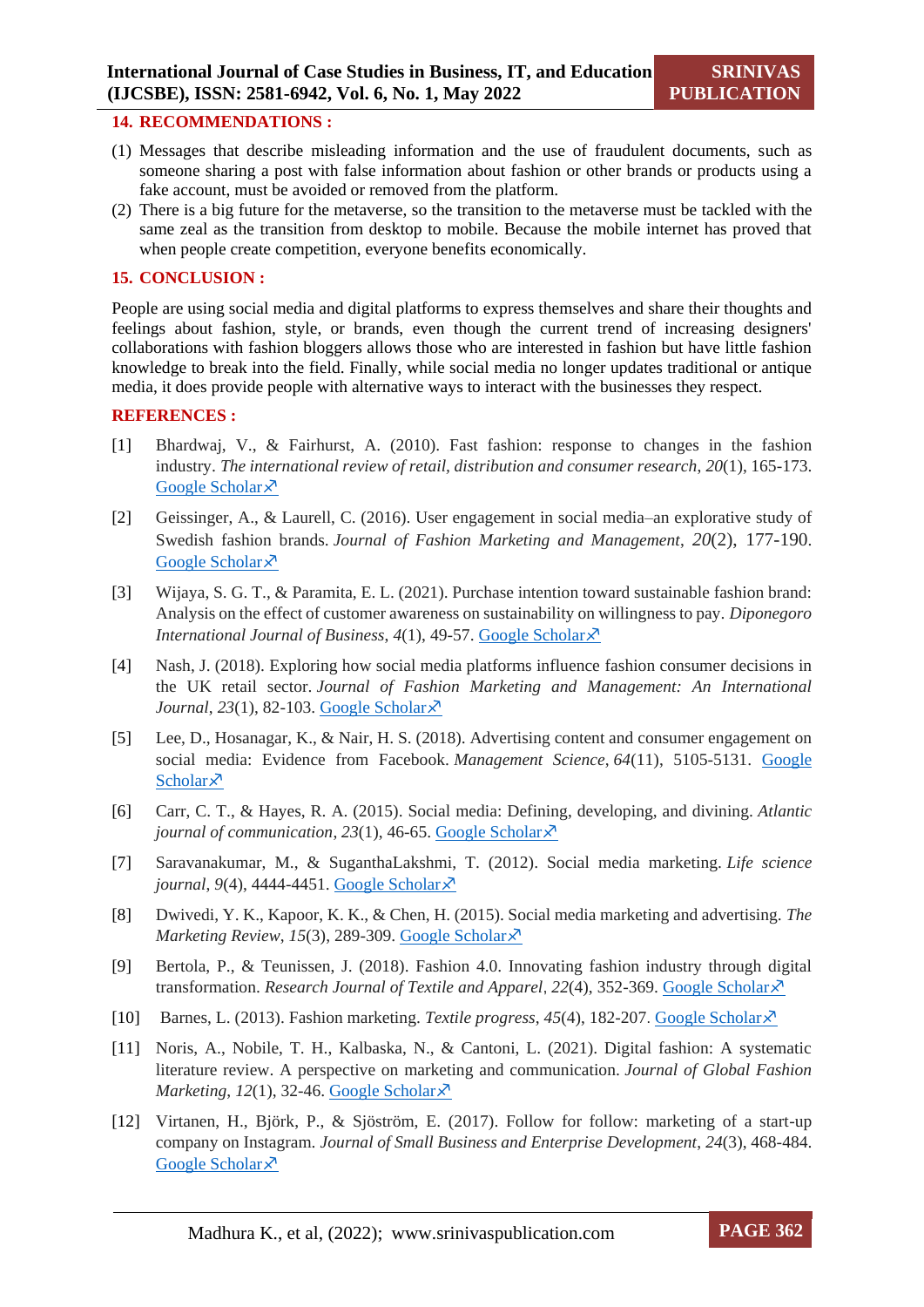## 14. RECOMMENDATIONS :

(1) Messages that describe misleading information and the use of fraudulent documents, such as someone sharing a post with false information about fashion or other brands or products using a fake account, must be avoided or removed from the platform.
(2) There is a big future for the metaverse, so the transition to the metaverse must be tackled with the same zeal as the transition from desktop to mobile. Because the mobile internet has proved that when people create competition, everyone benefits economically.

## 15. CONCLUSION :

People are using social media and digital platforms to express themselves and share their thoughts and feelings about fashion, style, or brands, even though the current trend of increasing designers' collaborations with fashion bloggers allows those who are interested in fashion but have little fashion knowledge to break into the field. Finally, while social media no longer updates traditional or antique media, it does provide people with alternative ways to interact with the businesses they respect.

## REFERENCES :

[1] Bhardwaj, V., & Fairhurst, A. (2010). Fast fashion: response to changes in the fashion industry. *The international review of retail, distribution and consumer research*, *20*(1), 165-173. Google Scholar

[2] Geissinger, A., & Laurell, C. (2016). User engagement in social media–an explorative study of Swedish fashion brands. *Journal of Fashion Marketing and Management*, *20*(2), 177-190. Google Scholar

[3] Wijaya, S. G. T., & Paramita, E. L. (2021). Purchase intention toward sustainable fashion brand: Analysis on the effect of customer awareness on sustainability on willingness to pay. *Diponegoro International Journal of Business*, *4*(1), 49-57. Google Scholar

[4] Nash, J. (2018). Exploring how social media platforms influence fashion consumer decisions in the UK retail sector. *Journal of Fashion Marketing and Management: An International Journal*, *23*(1), 82-103. Google Scholar

[5] Lee, D., Hosanagar, K., & Nair, H. S. (2018). Advertising content and consumer engagement on social media: Evidence from Facebook. *Management Science*, *64*(11), 5105-5131. Google Scholar

[6] Carr, C. T., & Hayes, R. A. (2015). Social media: Defining, developing, and divining. *Atlantic journal of communication*, *23*(1), 46-65. Google Scholar

[7] Saravanakumar, M., & SuganthaLakshmi, T. (2012). Social media marketing. *Life science journal*, *9*(4), 4444-4451. Google Scholar

[8] Dwivedi, Y. K., Kapoor, K. K., & Chen, H. (2015). Social media marketing and advertising. *The Marketing Review*, *15*(3), 289-309. Google Scholar

[9] Bertola, P., & Teunissen, J. (2018). Fashion 4.0. Innovating fashion industry through digital transformation. *Research Journal of Textile and Apparel*, *22*(4), 352-369. Google Scholar

[10] Barnes, L. (2013). Fashion marketing. *Textile progress*, *45*(4), 182-207. Google Scholar

[11] Noris, A., Nobile, T. H., Kalbaska, N., & Cantoni, L. (2021). Digital fashion: A systematic literature review. A perspective on marketing and communication. *Journal of Global Fashion Marketing*, *12*(1), 32-46. Google Scholar

[12] Virtanen, H., Björk, P., & Sjöström, E. (2017). Follow for follow: marketing of a start-up company on Instagram. *Journal of Small Business and Enterprise Development*, *24*(3), 468-484. Google Scholar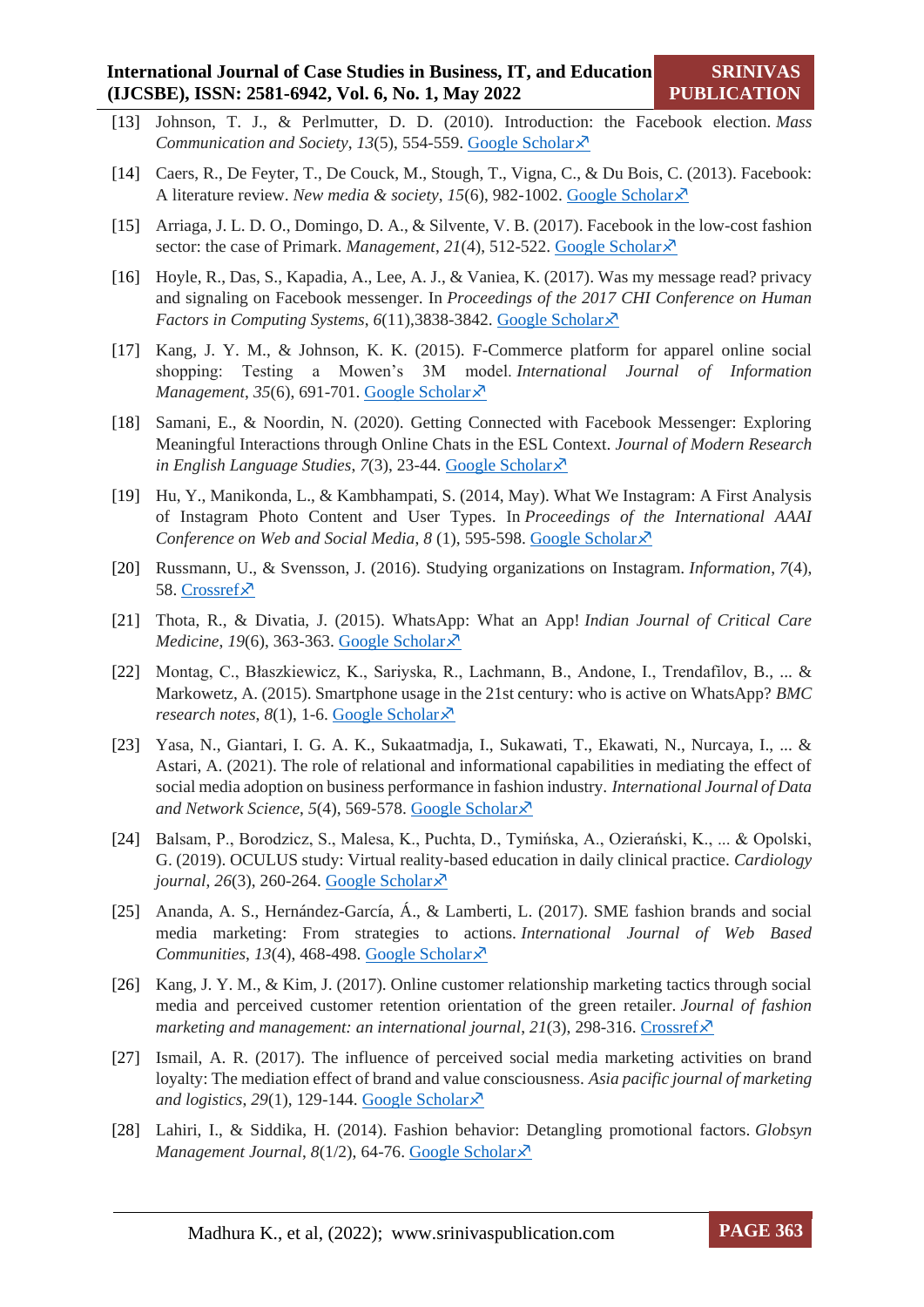[13] Johnson, T. J., & Perlmutter, D. D. (2010). Introduction: the Facebook election. *Mass Communication and Society*, *13*(5), 554-559. Google Scholar

[14] Caers, R., De Feyter, T., De Couck, M., Stough, T., Vigna, C., & Du Bois, C. (2013). Facebook: A literature review. *New media & society*, *15*(6), 982-1002. Google Scholar

[15] Arriaga, J. L. D. O., Domingo, D. A., & Silvente, V. B. (2017). Facebook in the low-cost fashion sector: the case of Primark. *Management*, *21*(4), 512-522. Google Scholar

[16] Hoyle, R., Das, S., Kapadia, A., Lee, A. J., & Vaniea, K. (2017). Was my message read? privacy and signaling on Facebook messenger. In *Proceedings of the 2017 CHI Conference on Human Factors in Computing Systems*, *6*(11),3838-3842. Google Scholar

[17] Kang, J. Y. M., & Johnson, K. K. (2015). F-Commerce platform for apparel online social shopping: Testing a Mowen's 3M model. *International Journal of Information Management*, *35*(6), 691-701. Google Scholar

[18] Samani, E., & Noordin, N. (2020). Getting Connected with Facebook Messenger: Exploring Meaningful Interactions through Online Chats in the ESL Context. *Journal of Modern Research in English Language Studies*, *7*(3), 23-44. Google Scholar

[19] Hu, Y., Manikonda, L., & Kambhampati, S. (2014, May). What We Instagram: A First Analysis of Instagram Photo Content and User Types. In *Proceedings of the International AAAI Conference on Web and Social Media*, *8* (1), 595-598. Google Scholar

[20] Russmann, U., & Svensson, J. (2016). Studying organizations on Instagram. *Information*, *7*(4), 58. Crossref

[21] Thota, R., & Divatia, J. (2015). WhatsApp: What an App! *Indian Journal of Critical Care Medicine*, *19*(6), 363-363. Google Scholar

[22] Montag, C., Błaszkiewicz, K., Sariyska, R., Lachmann, B., Andone, I., Trendafilov, B., ... & Markowetz, A. (2015). Smartphone usage in the 21st century: who is active on WhatsApp? *BMC research notes*, *8*(1), 1-6. Google Scholar

[23] Yasa, N., Giantari, I. G. A. K., Sukaatmadja, I., Sukawati, T., Ekawati, N., Nurcaya, I., ... & Astari, A. (2021). The role of relational and informational capabilities in mediating the effect of social media adoption on business performance in fashion industry. *International Journal of Data and Network Science*, *5*(4), 569-578. Google Scholar

[24] Balsam, P., Borodzicz, S., Malesa, K., Puchta, D., Tymińska, A., Ozierański, K., ... & Opolski, G. (2019). OCULUS study: Virtual reality-based education in daily clinical practice. *Cardiology journal*, *26*(3), 260-264. Google Scholar

[25] Ananda, A. S., Hernández-García, Á., & Lamberti, L. (2017). SME fashion brands and social media marketing: From strategies to actions. *International Journal of Web Based Communities*, *13*(4), 468-498. Google Scholar

[26] Kang, J. Y. M., & Kim, J. (2017). Online customer relationship marketing tactics through social media and perceived customer retention orientation of the green retailer. *Journal of fashion marketing and management: an international journal*, *21*(3), 298-316. Crossref

[27] Ismail, A. R. (2017). The influence of perceived social media marketing activities on brand loyalty: The mediation effect of brand and value consciousness. *Asia pacific journal of marketing and logistics*, *29*(1), 129-144. Google Scholar

[28] Lahiri, I., & Siddika, H. (2014). Fashion behavior: Detangling promotional factors. *Globsyn Management Journal*, *8*(1/2), 64-76. Google Scholar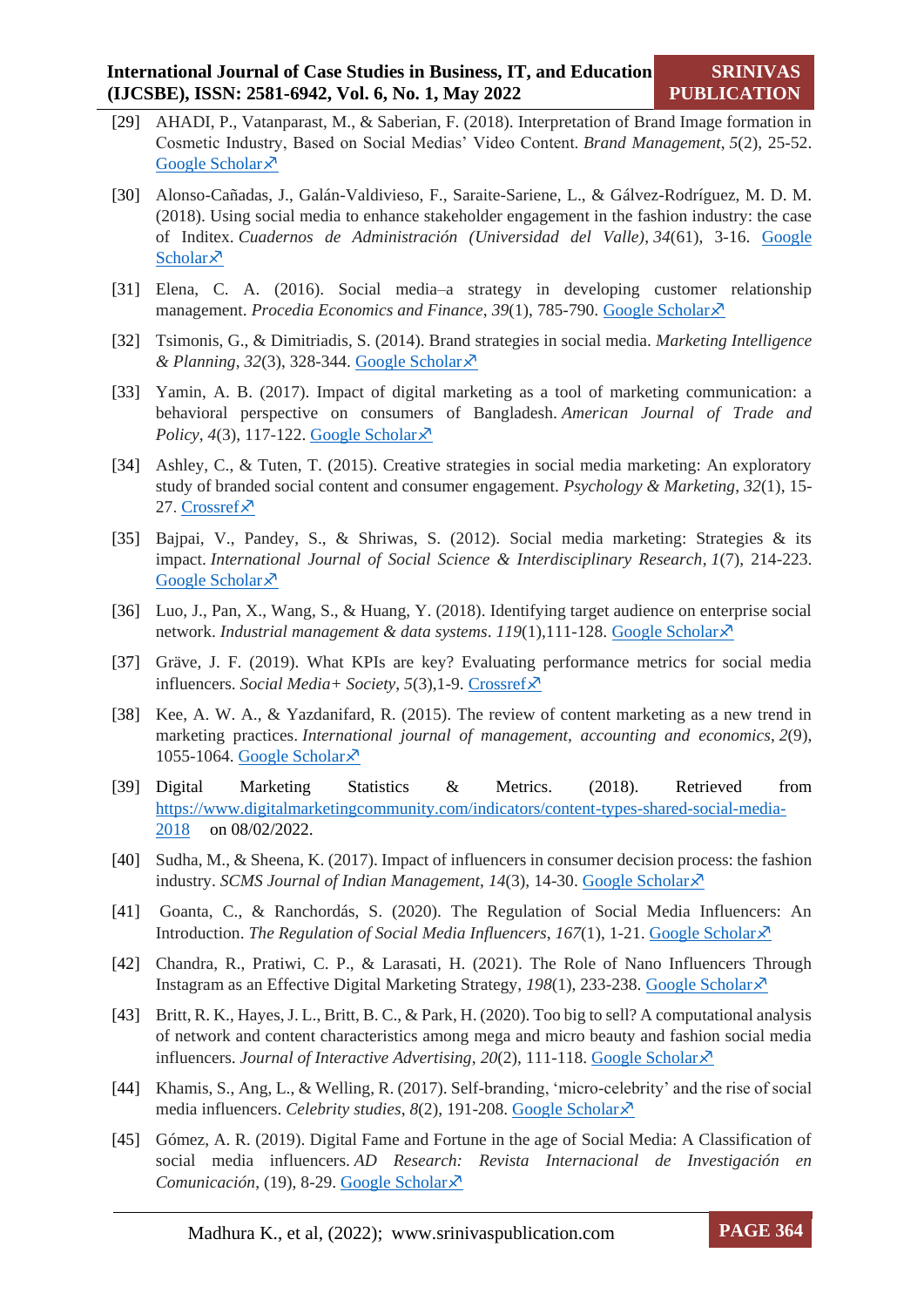[29] AHADI, P., Vatanparast, M., & Saberian, F. (2018). Interpretation of Brand Image formation in Cosmetic Industry, Based on Social Medias' Video Content. *Brand Management*, *5*(2), 25-52. Google Scholar↗

[30] Alonso-Cañadas, J., Galán-Valdivieso, F., Saraite-Sariene, L., & Gálvez-Rodríguez, M. D. M. (2018). Using social media to enhance stakeholder engagement in the fashion industry: the case of Inditex. *Cuadernos de Administración (Universidad del Valle)*, *34*(61), 3-16. Google Scholar↗

[31] Elena, C. A. (2016). Social media–a strategy in developing customer relationship management. *Procedia Economics and Finance*, *39*(1), 785-790. Google Scholar↗

[32] Tsimonis, G., & Dimitriadis, S. (2014). Brand strategies in social media. *Marketing Intelligence & Planning*, *32*(3), 328-344. Google Scholar↗

[33] Yamin, A. B. (2017). Impact of digital marketing as a tool of marketing communication: a behavioral perspective on consumers of Bangladesh. *American Journal of Trade and Policy*, *4*(3), 117-122. Google Scholar↗

[34] Ashley, C., & Tuten, T. (2015). Creative strategies in social media marketing: An exploratory study of branded social content and consumer engagement. *Psychology & Marketing*, *32*(1), 15-27. Crossref↗

[35] Bajpai, V., Pandey, S., & Shriwas, S. (2012). Social media marketing: Strategies & its impact. *International Journal of Social Science & Interdisciplinary Research*, *1*(7), 214-223. Google Scholar↗

[36] Luo, J., Pan, X., Wang, S., & Huang, Y. (2018). Identifying target audience on enterprise social network. *Industrial management & data systems*. *119*(1),111-128. Google Scholar↗

[37] Gräve, J. F. (2019). What KPIs are key? Evaluating performance metrics for social media influencers. *Social Media+ Society*, *5*(3),1-9. Crossref↗

[38] Kee, A. W. A., & Yazdanifard, R. (2015). The review of content marketing as a new trend in marketing practices. *International journal of management, accounting and economics*, *2*(9), 1055-1064. Google Scholar↗

[39] Digital Marketing Statistics & Metrics. (2018). Retrieved from https://www.digitalmarketingcommunity.com/indicators/content-types-shared-social-media-2018 on 08/02/2022.

[40] Sudha, M., & Sheena, K. (2017). Impact of influencers in consumer decision process: the fashion industry. *SCMS Journal of Indian Management*, *14*(3), 14-30. Google Scholar↗

[41] Goanta, C., & Ranchordás, S. (2020). The Regulation of Social Media Influencers: An Introduction. *The Regulation of Social Media Influencers*, *167*(1), 1-21. Google Scholar↗

[42] Chandra, R., Pratiwi, C. P., & Larasati, H. (2021). The Role of Nano Influencers Through Instagram as an Effective Digital Marketing Strategy, *198*(1), 233-238. Google Scholar↗

[43] Britt, R. K., Hayes, J. L., Britt, B. C., & Park, H. (2020). Too big to sell? A computational analysis of network and content characteristics among mega and micro beauty and fashion social media influencers. *Journal of Interactive Advertising*, *20*(2), 111-118. Google Scholar↗

[44] Khamis, S., Ang, L., & Welling, R. (2017). Self-branding, 'micro-celebrity' and the rise of social media influencers. *Celebrity studies*, *8*(2), 191-208. Google Scholar↗

[45] Gómez, A. R. (2019). Digital Fame and Fortune in the age of Social Media: A Classification of social media influencers. *AD Research: Revista Internacional de Investigación en Comunicación*, (19), 8-29. Google Scholar↗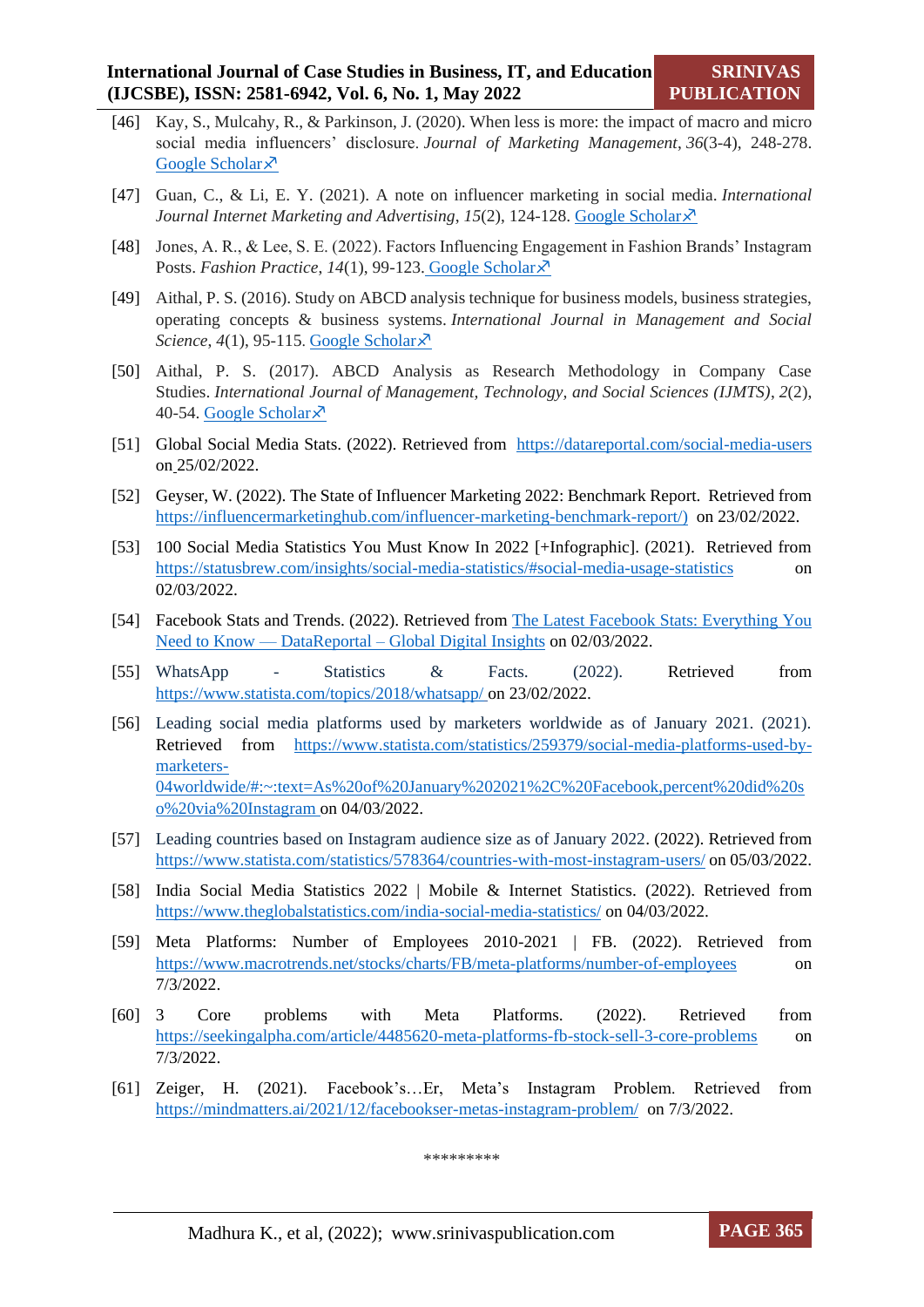[46] Kay, S., Mulcahy, R., & Parkinson, J. (2020). When less is more: the impact of macro and micro social media influencers' disclosure. *Journal of Marketing Management*, *36*(3-4), 248-278. Google Scholar↗

[47] Guan, C., & Li, E. Y. (2021). A note on influencer marketing in social media. *International Journal Internet Marketing and Advertising*, *15*(2), 124-128. Google Scholar↗

[48] Jones, A. R., & Lee, S. E. (2022). Factors Influencing Engagement in Fashion Brands' Instagram Posts. *Fashion Practice*, *14*(1), 99-123. Google Scholar↗

[49] Aithal, P. S. (2016). Study on ABCD analysis technique for business models, business strategies, operating concepts & business systems. *International Journal in Management and Social Science*, *4*(1), 95-115. Google Scholar↗

[50] Aithal, P. S. (2017). ABCD Analysis as Research Methodology in Company Case Studies. *International Journal of Management, Technology, and Social Sciences (IJMTS)*, *2*(2), 40-54. Google Scholar↗

[51] Global Social Media Stats. (2022). Retrieved from https://datareportal.com/social-media-users on 25/02/2022.

[52] Geyser, W. (2022). The State of Influencer Marketing 2022: Benchmark Report. Retrieved from https://influencermarketinghub.com/influencer-marketing-benchmark-report/) on 23/02/2022.

[53] 100 Social Media Statistics You Must Know In 2022 [+Infographic]. (2021). Retrieved from https://statusbrew.com/insights/social-media-statistics/#social-media-usage-statistics on 02/03/2022.

[54] Facebook Stats and Trends. (2022). Retrieved from The Latest Facebook Stats: Everything You Need to Know — DataReportal – Global Digital Insights on 02/03/2022.

[55] WhatsApp - Statistics & Facts. (2022). Retrieved from https://www.statista.com/topics/2018/whatsapp/ on 23/02/2022.

[56] Leading social media platforms used by marketers worldwide as of January 2021. (2021). Retrieved from https://www.statista.com/statistics/259379/social-media-platforms-used-by-marketers-04worldwide/#:~:text=As%20of%20January%202021%2C%20Facebook,percent%20did%20so%20via%20Instagram on 04/03/2022.

[57] Leading countries based on Instagram audience size as of January 2022. (2022). Retrieved from https://www.statista.com/statistics/578364/countries-with-most-instagram-users/ on 05/03/2022.

[58] India Social Media Statistics 2022 | Mobile & Internet Statistics. (2022). Retrieved from https://www.theglobalstatistics.com/india-social-media-statistics/ on 04/03/2022.

[59] Meta Platforms: Number of Employees 2010-2021 | FB. (2022). Retrieved from https://www.macrotrends.net/stocks/charts/FB/meta-platforms/number-of-employees on 7/3/2022.

[60] 3 Core problems with Meta Platforms. (2022). Retrieved from https://seekingalpha.com/article/4485620-meta-platforms-fb-stock-sell-3-core-problems on 7/3/2022.

[61] Zeiger, H. (2021). Facebook's…Er, Meta's Instagram Problem. Retrieved from https://mindmatters.ai/2021/12/facebookser-metas-instagram-problem/ on 7/3/2022.

*********